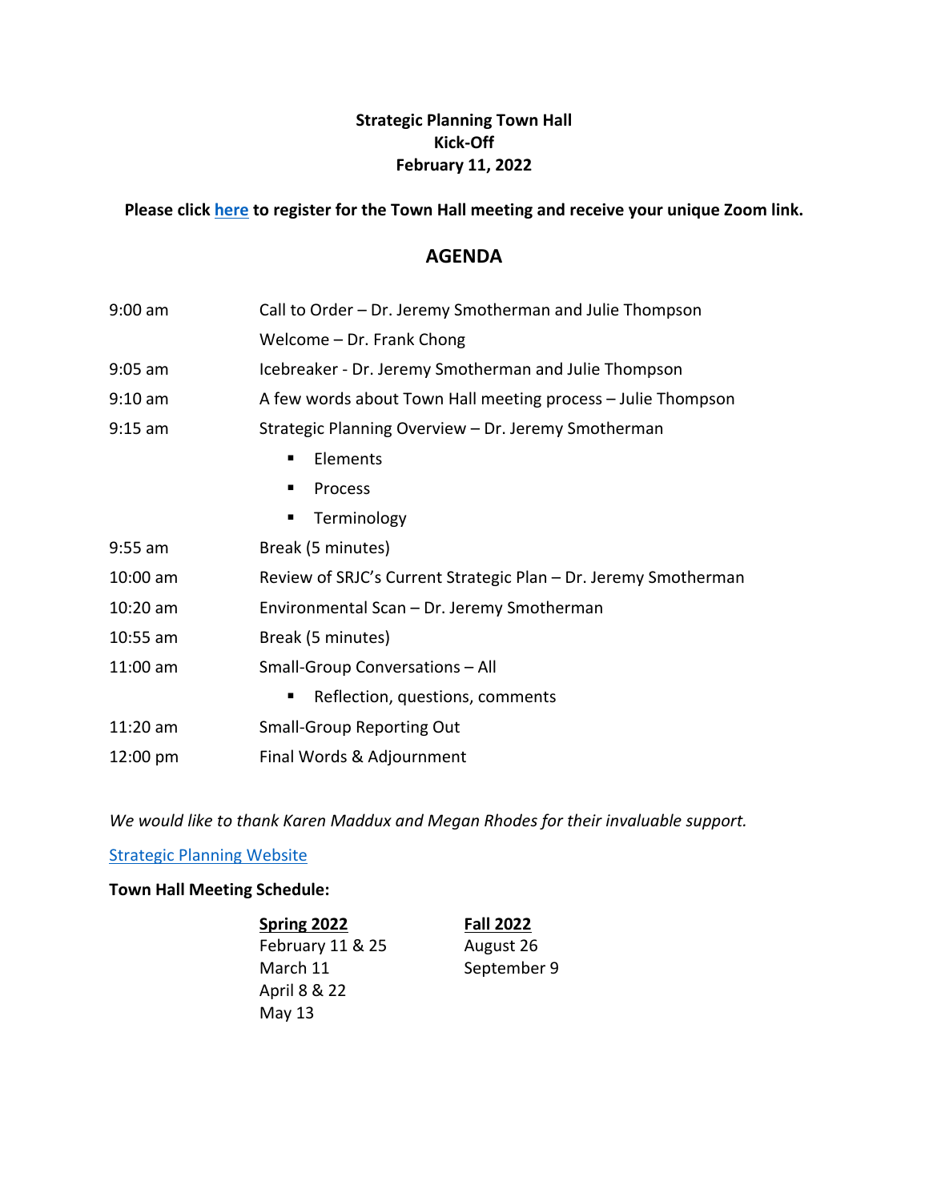**Strategic Planning Town Hall**
**Kick-Off**
**February 11, 2022**

**Please click here to register for the Town Hall meeting and receive your unique Zoom link.**

## AGENDA

| | |
|---|---|
| 9:00 am | Call to Order – Dr. Jeremy Smotherman and Julie Thompson |
| | Welcome – Dr. Frank Chong |
| 9:05 am | Icebreaker - Dr. Jeremy Smotherman and Julie Thompson |
| 9:10 am | A few words about Town Hall meeting process – Julie Thompson |
| 9:15 am | Strategic Planning Overview – Dr. Jeremy Smotherman<br>▪ Elements<br>▪ Process<br>▪ Terminology |
| 9:55 am | Break (5 minutes) |
| 10:00 am | Review of SRJC's Current Strategic Plan – Dr. Jeremy Smotherman |
| 10:20 am | Environmental Scan – Dr. Jeremy Smotherman |
| 10:55 am | Break (5 minutes) |
| 11:00 am | Small-Group Conversations – All<br>▪ Reflection, questions, comments |
| 11:20 am | Small-Group Reporting Out |
| 12:00 pm | Final Words & Adjournment |

*We would like to thank Karen Maddux and Megan Rhodes for their invaluable support.*

Strategic Planning Website

**Town Hall Meeting Schedule:**

| **Spring 2022** | **Fall 2022** |
|---|---|
| February 11 & 25 | August 26 |
| March 11 | September 9 |
| April 8 & 22 | |
| May 13 | |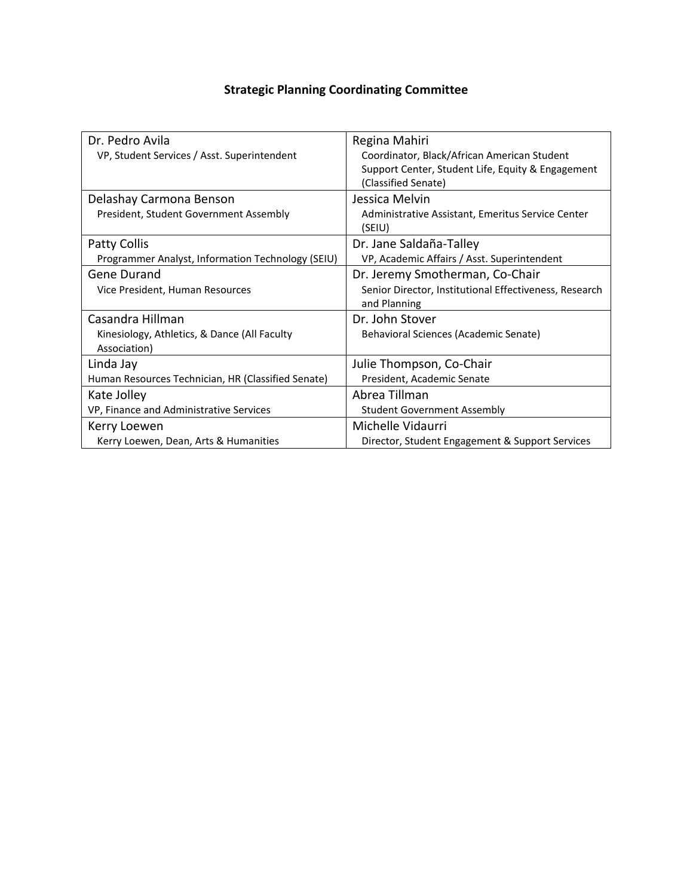**Strategic Planning Coordinating Committee**

| | |
|---|---|
| Dr. Pedro Avila<br>VP, Student Services / Asst. Superintendent | Regina Mahiri<br>Coordinator, Black/African American Student Support Center, Student Life, Equity & Engagement (Classified Senate) |
| Delashay Carmona Benson<br>President, Student Government Assembly | Jessica Melvin<br>Administrative Assistant, Emeritus Service Center (SEIU) |
| Patty Collis<br>Programmer Analyst, Information Technology (SEIU) | Dr. Jane Saldaña-Talley<br>VP, Academic Affairs / Asst. Superintendent |
| Gene Durand<br>Vice President, Human Resources | Dr. Jeremy Smotherman, Co-Chair<br>Senior Director, Institutional Effectiveness, Research and Planning |
| Casandra Hillman<br>Kinesiology, Athletics, & Dance (All Faculty Association) | Dr. John Stover<br>Behavioral Sciences (Academic Senate) |
| Linda Jay<br>Human Resources Technician, HR (Classified Senate) | Julie Thompson, Co-Chair<br>President, Academic Senate |
| Kate Jolley<br>VP, Finance and Administrative Services | Abrea Tillman<br>Student Government Assembly |
| Kerry Loewen<br>Kerry Loewen, Dean, Arts & Humanities | Michelle Vidaurri<br>Director, Student Engagement & Support Services |